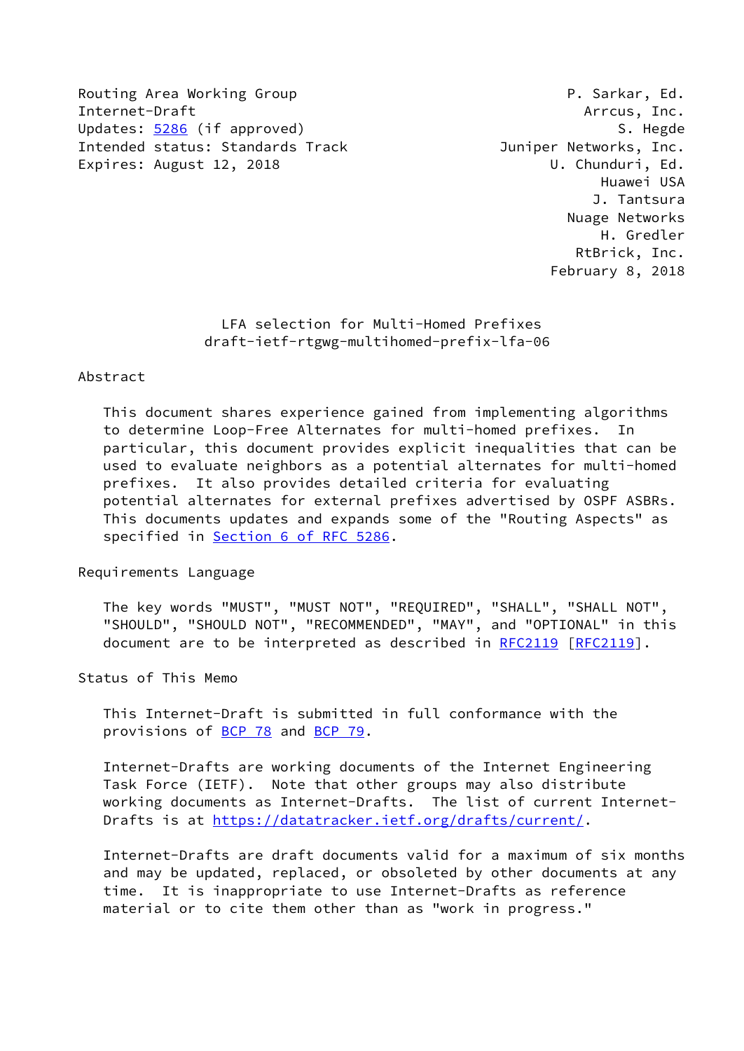Routing Area Working Group
Internet-Draft
Updates: 5286 (if approved)
Intended status: Standards Track
Expires: August 12, 2018

P. Sarkar, Ed.
Arrcus, Inc.
S. Hegde
Juniper Networks, Inc.
U. Chunduri, Ed.
Huawei USA
J. Tantsura
Nuage Networks
H. Gredler
RtBrick, Inc.
February 8, 2018

# LFA selection for Multi-Homed Prefixes
draft-ietf-rtgwg-multihomed-prefix-lfa-06

## Abstract

This document shares experience gained from implementing algorithms to determine Loop-Free Alternates for multi-homed prefixes. In particular, this document provides explicit inequalities that can be used to evaluate neighbors as a potential alternates for multi-homed prefixes. It also provides detailed criteria for evaluating potential alternates for external prefixes advertised by OSPF ASBRs. This documents updates and expands some of the "Routing Aspects" as specified in Section 6 of RFC 5286.

## Requirements Language

The key words "MUST", "MUST NOT", "REQUIRED", "SHALL", "SHALL NOT", "SHOULD", "SHOULD NOT", "RECOMMENDED", "MAY", and "OPTIONAL" in this document are to be interpreted as described in RFC2119 [RFC2119].

## Status of This Memo

This Internet-Draft is submitted in full conformance with the provisions of BCP 78 and BCP 79.

Internet-Drafts are working documents of the Internet Engineering Task Force (IETF). Note that other groups may also distribute working documents as Internet-Drafts. The list of current Internet-Drafts is at https://datatracker.ietf.org/drafts/current/.

Internet-Drafts are draft documents valid for a maximum of six months and may be updated, replaced, or obsoleted by other documents at any time. It is inappropriate to use Internet-Drafts as reference material or to cite them other than as "work in progress."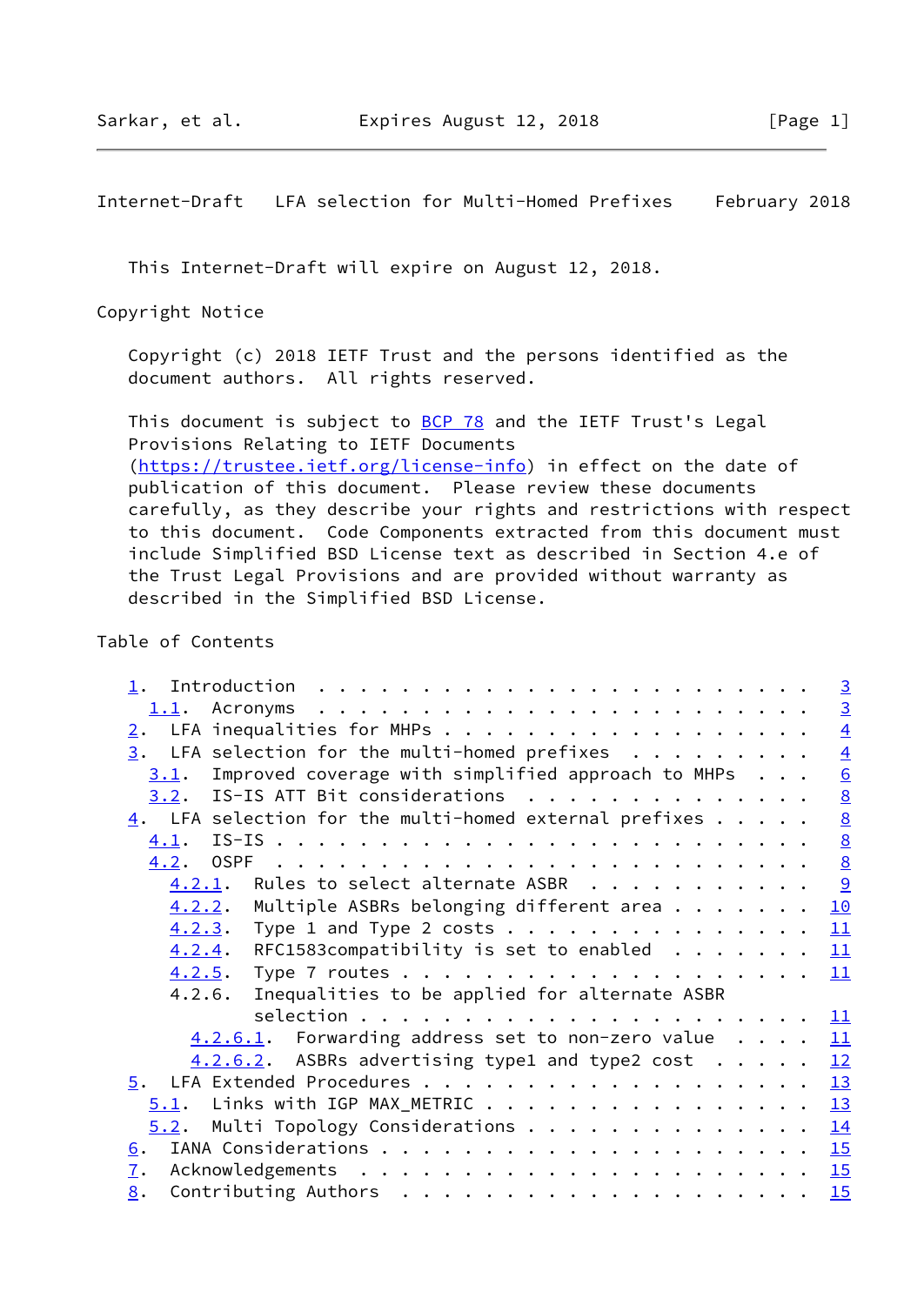This Internet-Draft will expire on August 12, 2018.

Copyright Notice

Copyright (c) 2018 IETF Trust and the persons identified as the document authors. All rights reserved.

This document is subject to BCP 78 and the IETF Trust's Legal Provisions Relating to IETF Documents (https://trustee.ietf.org/license-info) in effect on the date of publication of this document. Please review these documents carefully, as they describe your rights and restrictions with respect to this document. Code Components extracted from this document must include Simplified BSD License text as described in Section 4.e of the Trust Legal Provisions and are provided without warranty as described in the Simplified BSD License.

Table of Contents

```
   1.  Introduction . . . . . . . . . . . . . . . . . . . . . . . .   3
     1.1.  Acronyms . . . . . . . . . . . . . . . . . . . . . . . .   3
   2.  LFA inequalities for MHPs . . . . . . . . . . . . . . . . . .   4
   3.  LFA selection for the multi-homed prefixes . . . . . . . . .   4
     3.1.  Improved coverage with simplified approach to MHPs . . .   6
     3.2.  IS-IS ATT Bit considerations . . . . . . . . . . . . . .   8
   4.  LFA selection for the multi-homed external prefixes . . . . .   8
     4.1.  IS-IS . . . . . . . . . . . . . . . . . . . . . . . . . .   8
     4.2.  OSPF . . . . . . . . . . . . . . . . . . . . . . . . . .   8
       4.2.1.  Rules to select alternate ASBR . . . . . . . . . . .   9
       4.2.2.  Multiple ASBRs belonging different area . . . . . . .  10
       4.2.3.  Type 1 and Type 2 costs . . . . . . . . . . . . . . .  11
       4.2.4.  RFC1583compatibility is set to enabled . . . . . . .  11
       4.2.5.  Type 7 routes . . . . . . . . . . . . . . . . . . . .  11
       4.2.6.  Inequalities to be applied for alternate ASBR
               selection . . . . . . . . . . . . . . . . . . . . . .  11
         4.2.6.1.  Forwarding address set to non-zero value . . . .  11
         4.2.6.2.  ASBRs advertising type1 and type2 cost . . . . .  12
   5.  LFA Extended Procedures . . . . . . . . . . . . . . . . . . .  13
     5.1.  Links with IGP MAX_METRIC . . . . . . . . . . . . . . . .  13
     5.2.  Multi Topology Considerations . . . . . . . . . . . . . .  14
   6.  IANA Considerations . . . . . . . . . . . . . . . . . . . . .  15
   7.  Acknowledgements . . . . . . . . . . . . . . . . . . . . . .  15
   8.  Contributing Authors . . . . . . . . . . . . . . . . . . . .  15
```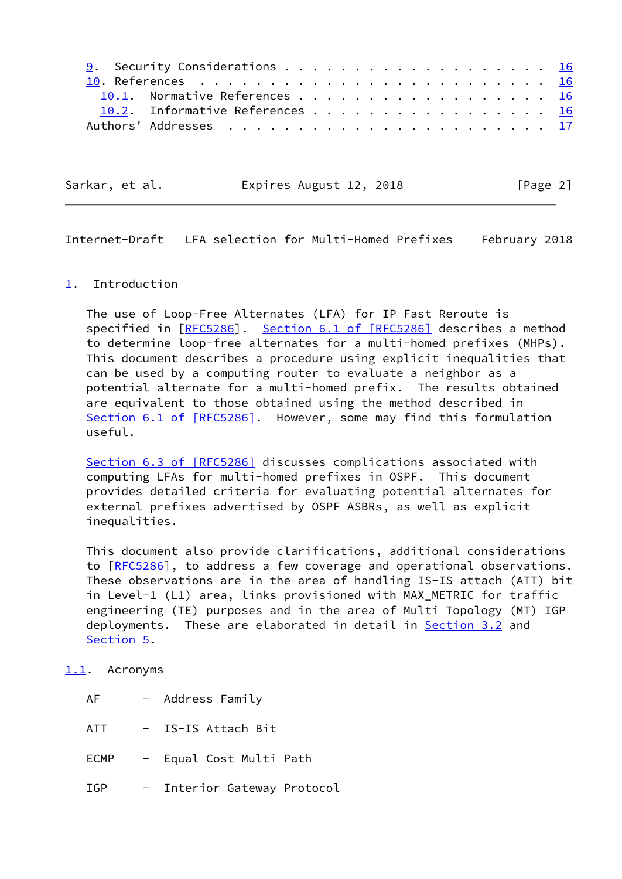9. Security Considerations . . . . . . . . . . . . . . . . . . . 16
   10. References . . . . . . . . . . . . . . . . . . . . . . . . . 16
     10.1. Normative References . . . . . . . . . . . . . . . . . . 16
     10.2. Informative References . . . . . . . . . . . . . . . . . 16
   Authors' Addresses . . . . . . . . . . . . . . . . . . . . . . . 17

## 1. Introduction

The use of Loop-Free Alternates (LFA) for IP Fast Reroute is specified in [RFC5286]. Section 6.1 of [RFC5286] describes a method to determine loop-free alternates for a multi-homed prefixes (MHPs). This document describes a procedure using explicit inequalities that can be used by a computing router to evaluate a neighbor as a potential alternate for a multi-homed prefix. The results obtained are equivalent to those obtained using the method described in Section 6.1 of [RFC5286]. However, some may find this formulation useful.

Section 6.3 of [RFC5286] discusses complications associated with computing LFAs for multi-homed prefixes in OSPF. This document provides detailed criteria for evaluating potential alternates for external prefixes advertised by OSPF ASBRs, as well as explicit inequalities.

This document also provide clarifications, additional considerations to [RFC5286], to address a few coverage and operational observations. These observations are in the area of handling IS-IS attach (ATT) bit in Level-1 (L1) area, links provisioned with MAX_METRIC for traffic engineering (TE) purposes and in the area of Multi Topology (MT) IGP deployments. These are elaborated in detail in Section 3.2 and Section 5.

### 1.1. Acronyms

AF - Address Family

ATT - IS-IS Attach Bit

ECMP - Equal Cost Multi Path

IGP - Interior Gateway Protocol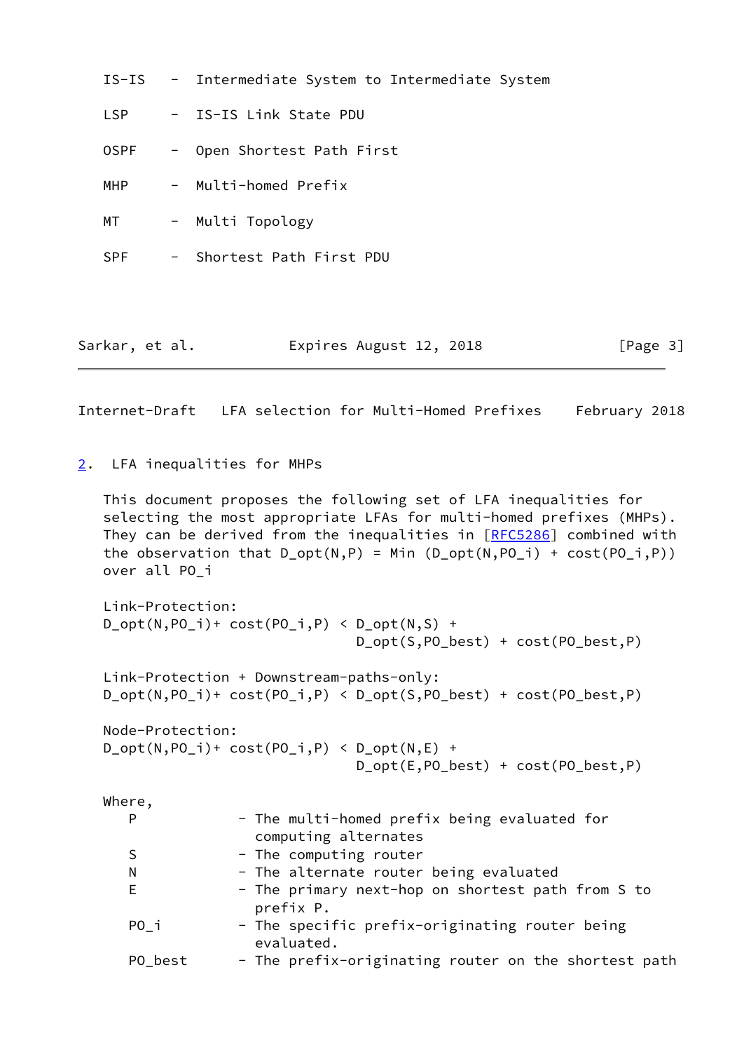IS-IS - Intermediate System to Intermediate System

LSP - IS-IS Link State PDU

OSPF - Open Shortest Path First

MHP - Multi-homed Prefix

MT - Multi Topology

SPF - Shortest Path First PDU

## 2. LFA inequalities for MHPs

This document proposes the following set of LFA inequalities for selecting the most appropriate LFAs for multi-homed prefixes (MHPs). They can be derived from the inequalities in [RFC5286] combined with the observation that $D\_opt(N,P) = Min (D\_opt(N,PO\_i) + cost(PO\_i,P))$ over all $PO\_i$

Link-Protection:

$$D\_opt(N,PO\_i)+ cost(PO\_i,P) < D\_opt(N,S) + D\_opt(S,PO\_best) + cost(PO\_best,P)$$

Link-Protection + Downstream-paths-only:

$$D\_opt(N,PO\_i)+ cost(PO\_i,P) < D\_opt(S,PO\_best) + cost(PO\_best,P)$$

Node-Protection:

$$D\_opt(N,PO\_i)+ cost(PO\_i,P) < D\_opt(N,E) + D\_opt(E,PO\_best) + cost(PO\_best,P)$$

Where,

- P - The multi-homed prefix being evaluated for computing alternates
- S - The computing router
- N - The alternate router being evaluated
- E - The primary next-hop on shortest path from S to prefix P.
- PO_i - The specific prefix-originating router being evaluated.
- PO_best - The prefix-originating router on the shortest path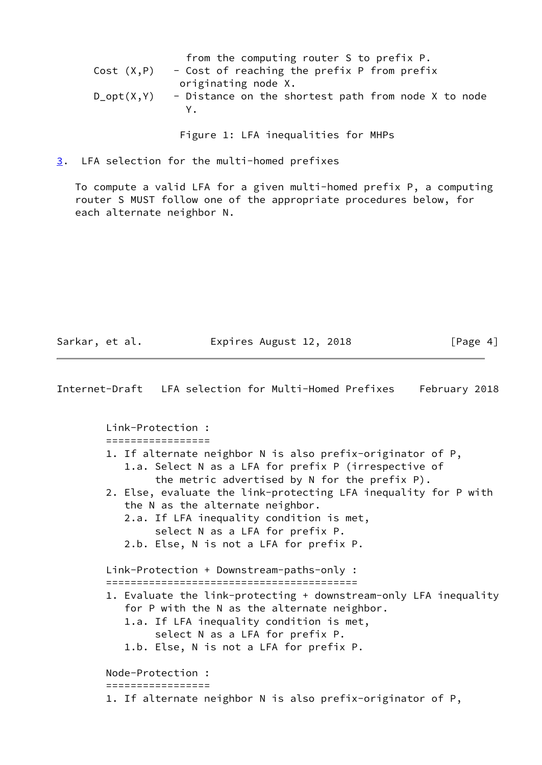from the computing router S to prefix P.

Cost (X,P) - Cost of reaching the prefix P from prefix originating node X.

D_opt(X,Y) - Distance on the shortest path from node X to node Y.

Figure 1: LFA inequalities for MHPs

## 3. LFA selection for the multi-homed prefixes

To compute a valid LFA for a given multi-homed prefix P, a computing router S MUST follow one of the appropriate procedures below, for each alternate neighbor N.

```
Link-Protection :
=================
1. If alternate neighbor N is also prefix-originator of P,
   1.a. Select N as a LFA for prefix P (irrespective of
        the metric advertised by N for the prefix P).
2. Else, evaluate the link-protecting LFA inequality for P with
   the N as the alternate neighbor.
   2.a. If LFA inequality condition is met,
        select N as a LFA for prefix P.
   2.b. Else, N is not a LFA for prefix P.

Link-Protection + Downstream-paths-only :
=========================================
1. Evaluate the link-protecting + downstream-only LFA inequality
   for P with the N as the alternate neighbor.
   1.a. If LFA inequality condition is met,
        select N as a LFA for prefix P.
   1.b. Else, N is not a LFA for prefix P.

Node-Protection :
=================
1. If alternate neighbor N is also prefix-originator of P,
```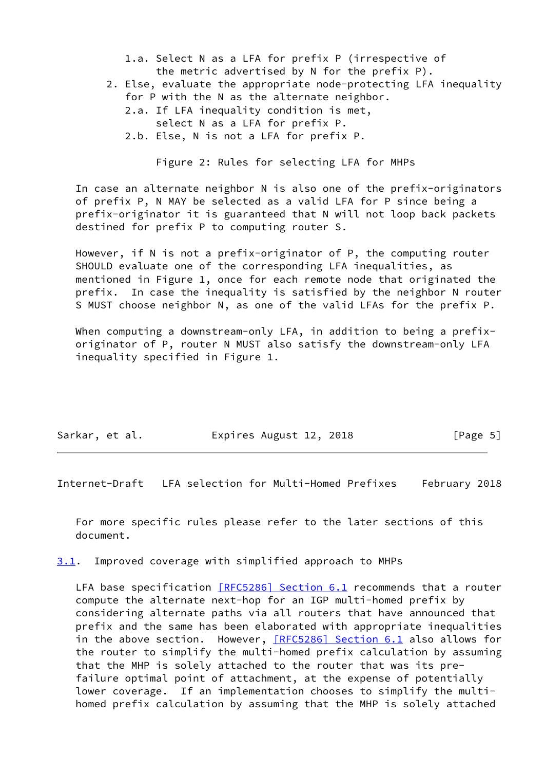1.a. Select N as a LFA for prefix P (irrespective of the metric advertised by N for the prefix P).

2. Else, evaluate the appropriate node-protecting LFA inequality for P with the N as the alternate neighbor.
   2.a. If LFA inequality condition is met, select N as a LFA for prefix P.
   2.b. Else, N is not a LFA for prefix P.

Figure 2: Rules for selecting LFA for MHPs

In case an alternate neighbor N is also one of the prefix-originators of prefix P, N MAY be selected as a valid LFA for P since being a prefix-originator it is guaranteed that N will not loop back packets destined for prefix P to computing router S.

However, if N is not a prefix-originator of P, the computing router SHOULD evaluate one of the corresponding LFA inequalities, as mentioned in Figure 1, once for each remote node that originated the prefix. In case the inequality is satisfied by the neighbor N router S MUST choose neighbor N, as one of the valid LFAs for the prefix P.

When computing a downstream-only LFA, in addition to being a prefix-originator of P, router N MUST also satisfy the downstream-only LFA inequality specified in Figure 1.

For more specific rules please refer to the later sections of this document.

## 3.1. Improved coverage with simplified approach to MHPs

LFA base specification [RFC5286] Section 6.1 recommends that a router compute the alternate next-hop for an IGP multi-homed prefix by considering alternate paths via all routers that have announced that prefix and the same has been elaborated with appropriate inequalities in the above section. However, [RFC5286] Section 6.1 also allows for the router to simplify the multi-homed prefix calculation by assuming that the MHP is solely attached to the router that was its pre-failure optimal point of attachment, at the expense of potentially lower coverage. If an implementation chooses to simplify the multi-homed prefix calculation by assuming that the MHP is solely attached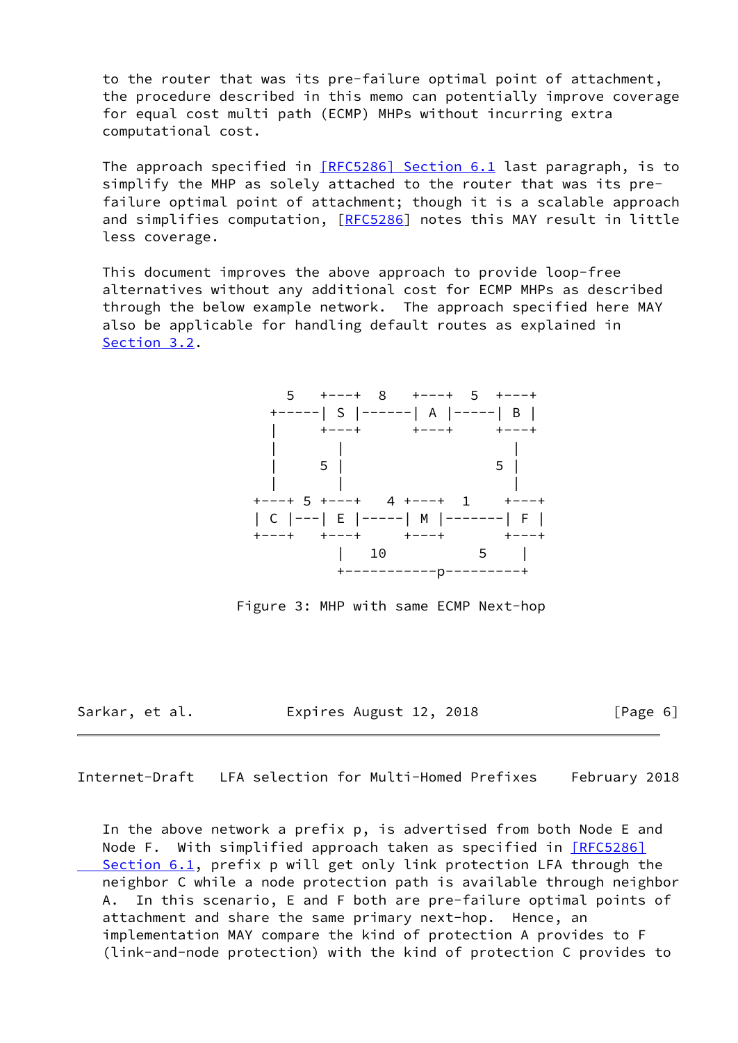to the router that was its pre-failure optimal point of attachment, the procedure described in this memo can potentially improve coverage for equal cost multi path (ECMP) MHPs without incurring extra computational cost.

The approach specified in [RFC5286] Section 6.1 last paragraph, is to simplify the MHP as solely attached to the router that was its pre-failure optimal point of attachment; though it is a scalable approach and simplifies computation, [RFC5286] notes this MAY result in little less coverage.

This document improves the above approach to provide loop-free alternatives without any additional cost for ECMP MHPs as described through the below example network. The approach specified here MAY also be applicable for handling default routes as explained in Section 3.2.

```
              5   +---+  8    +---+  5  +---+
             +-----| S |------| A |-----| B |
             |     +---+      +---+     +---+
             |       |                    |
             |     5 |                  5 |
             |       |                    |
           +---+ 5 +---+   4 +---+  1    +---+
           | C |---| E |-----| M |-------| F |
           +---+   +---+     +---+       +---+
                     |   10          5    |
                     +-----------p---------+
```

Figure 3: MHP with same ECMP Next-hop

In the above network a prefix p, is advertised from both Node E and Node F. With simplified approach taken as specified in [RFC5286] Section 6.1, prefix p will get only link protection LFA through the neighbor C while a node protection path is available through neighbor A. In this scenario, E and F both are pre-failure optimal points of attachment and share the same primary next-hop. Hence, an implementation MAY compare the kind of protection A provides to F (link-and-node protection) with the kind of protection C provides to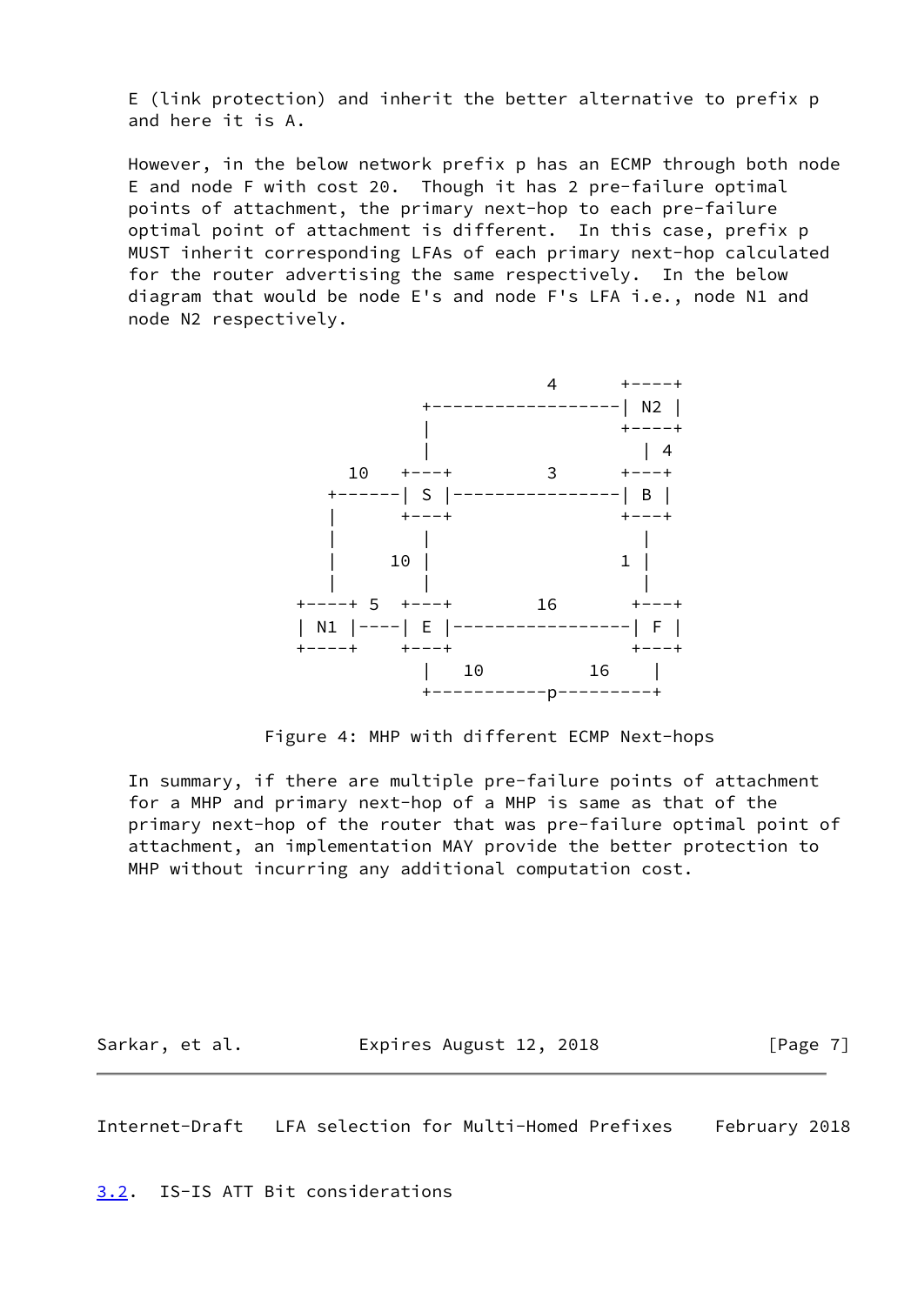E (link protection) and inherit the better alternative to prefix p and here it is A.

However, in the below network prefix p has an ECMP through both node E and node F with cost 20. Though it has 2 pre-failure optimal points of attachment, the primary next-hop to each pre-failure optimal point of attachment is different. In this case, prefix p MUST inherit corresponding LFAs of each primary next-hop calculated for the router advertising the same respectively. In the below diagram that would be node E's and node F's LFA i.e., node N1 and node N2 respectively.

```
                            4      +----+
                 +------------------| N2 |
                 |                  +----+
                 |                    | 4
         10   +---+        3       +---+
        +------| S |----------------| B |
        |      +---+                +---+
        |        |                    |
        |     10 |                  1 |
        |        |                    |
     +----+ 5  +---+       16        +---+
     | N1 |----| E |-----------------| F |
     +----+    +---+                 +---+
                 |   10         16    |
                 +-----------p---------+
```

Figure 4: MHP with different ECMP Next-hops

In summary, if there are multiple pre-failure points of attachment for a MHP and primary next-hop of a MHP is same as that of the primary next-hop of the router that was pre-failure optimal point of attachment, an implementation MAY provide the better protection to MHP without incurring any additional computation cost.

## 3.2. IS-IS ATT Bit considerations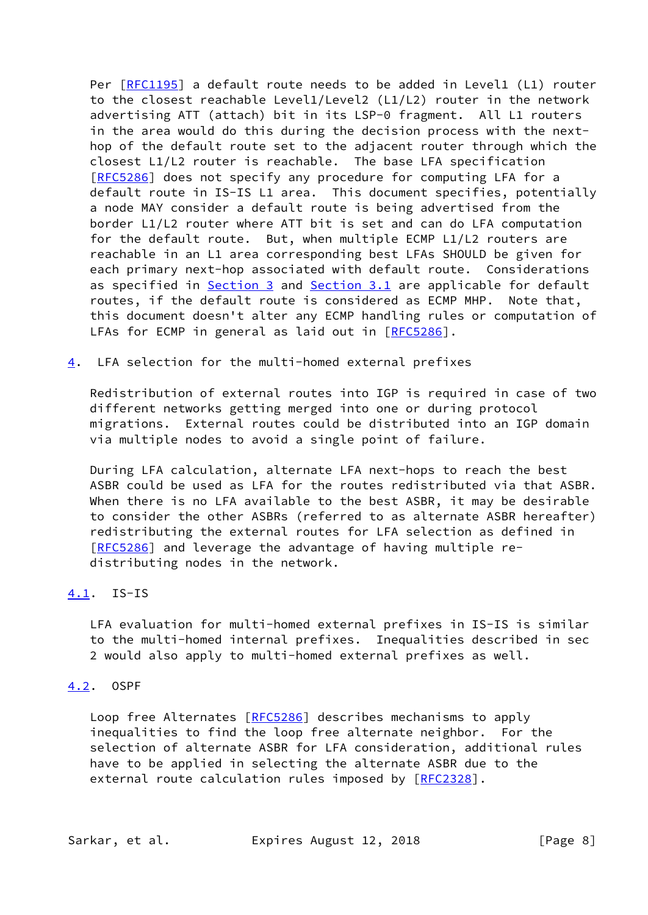Per [RFC1195] a default route needs to be added in Level1 (L1) router to the closest reachable Level1/Level2 (L1/L2) router in the network advertising ATT (attach) bit in its LSP-0 fragment. All L1 routers in the area would do this during the decision process with the next-hop of the default route set to the adjacent router through which the closest L1/L2 router is reachable. The base LFA specification [RFC5286] does not specify any procedure for computing LFA for a default route in IS-IS L1 area. This document specifies, potentially a node MAY consider a default route is being advertised from the border L1/L2 router where ATT bit is set and can do LFA computation for the default route. But, when multiple ECMP L1/L2 routers are reachable in an L1 area corresponding best LFAs SHOULD be given for each primary next-hop associated with default route. Considerations as specified in Section 3 and Section 3.1 are applicable for default routes, if the default route is considered as ECMP MHP. Note that, this document doesn't alter any ECMP handling rules or computation of LFAs for ECMP in general as laid out in [RFC5286].

## 4. LFA selection for the multi-homed external prefixes

Redistribution of external routes into IGP is required in case of two different networks getting merged into one or during protocol migrations. External routes could be distributed into an IGP domain via multiple nodes to avoid a single point of failure.

During LFA calculation, alternate LFA next-hops to reach the best ASBR could be used as LFA for the routes redistributed via that ASBR. When there is no LFA available to the best ASBR, it may be desirable to consider the other ASBRs (referred to as alternate ASBR hereafter) redistributing the external routes for LFA selection as defined in [RFC5286] and leverage the advantage of having multiple re-distributing nodes in the network.

### 4.1. IS-IS

LFA evaluation for multi-homed external prefixes in IS-IS is similar to the multi-homed internal prefixes. Inequalities described in sec 2 would also apply to multi-homed external prefixes as well.

### 4.2. OSPF

Loop free Alternates [RFC5286] describes mechanisms to apply inequalities to find the loop free alternate neighbor. For the selection of alternate ASBR for LFA consideration, additional rules have to be applied in selecting the alternate ASBR due to the external route calculation rules imposed by [RFC2328].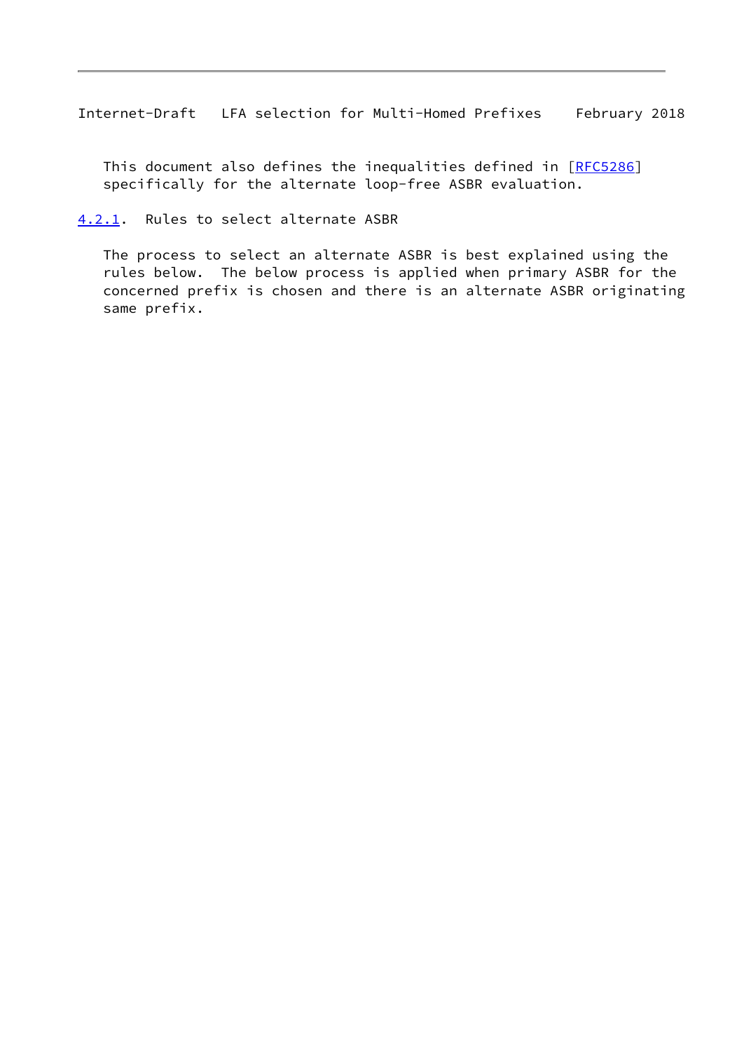This document also defines the inequalities defined in [RFC5286] specifically for the alternate loop-free ASBR evaluation.

#### 4.2.1. Rules to select alternate ASBR

The process to select an alternate ASBR is best explained using the rules below. The below process is applied when primary ASBR for the concerned prefix is chosen and there is an alternate ASBR originating same prefix.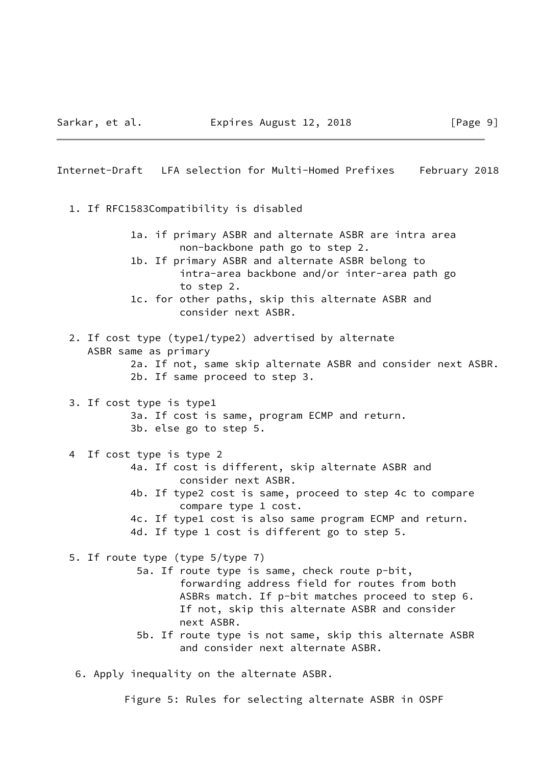```
  1. If RFC1583Compatibility is disabled

            1a. if primary ASBR and alternate ASBR are intra area
                    non-backbone path go to step 2.
            1b. If primary ASBR and alternate ASBR belong to
                    intra-area backbone and/or inter-area path go
                    to step 2.
            1c. for other paths, skip this alternate ASBR and
                    consider next ASBR.

  2. If cost type (type1/type2) advertised by alternate
     ASBR same as primary
            2a. If not, same skip alternate ASBR and consider next ASBR.
            2b. If same proceed to step 3.

  3. If cost type is type1
            3a. If cost is same, program ECMP and return.
            3b. else go to step 5.

  4  If cost type is type 2
            4a. If cost is different, skip alternate ASBR and
                    consider next ASBR.
            4b. If type2 cost is same, proceed to step 4c to compare
                    compare type 1 cost.
            4c. If type1 cost is also same program ECMP and return.
            4d. If type 1 cost is different go to step 5.

  5. If route type (type 5/type 7)
             5a. If route type is same, check route p-bit,
                    forwarding address field for routes from both
                    ASBRs match. If p-bit matches proceed to step 6.
                    If not, skip this alternate ASBR and consider
                    next ASBR.
             5b. If route type is not same, skip this alternate ASBR
                    and consider next alternate ASBR.

   6. Apply inequality on the alternate ASBR.
```

Figure 5: Rules for selecting alternate ASBR in OSPF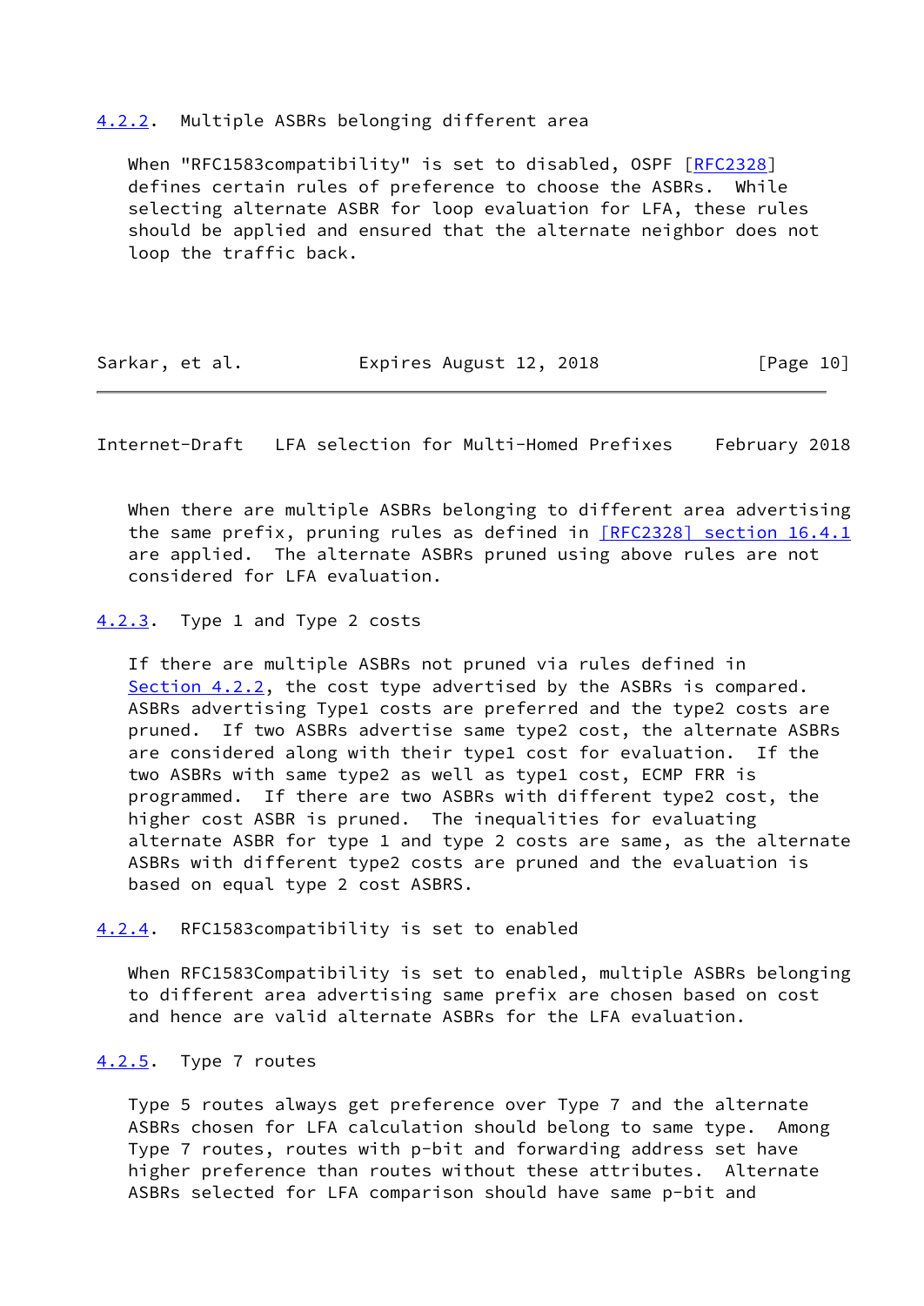#### 4.2.2. Multiple ASBRs belonging different area

When "RFC1583compatibility" is set to disabled, OSPF [RFC2328] defines certain rules of preference to choose the ASBRs. While selecting alternate ASBR for loop evaluation for LFA, these rules should be applied and ensured that the alternate neighbor does not loop the traffic back.

When there are multiple ASBRs belonging to different area advertising the same prefix, pruning rules as defined in [RFC2328] section 16.4.1 are applied. The alternate ASBRs pruned using above rules are not considered for LFA evaluation.

#### 4.2.3. Type 1 and Type 2 costs

If there are multiple ASBRs not pruned via rules defined in Section 4.2.2, the cost type advertised by the ASBRs is compared. ASBRs advertising Type1 costs are preferred and the type2 costs are pruned. If two ASBRs advertise same type2 cost, the alternate ASBRs are considered along with their type1 cost for evaluation. If the two ASBRs with same type2 as well as type1 cost, ECMP FRR is programmed. If there are two ASBRs with different type2 cost, the higher cost ASBR is pruned. The inequalities for evaluating alternate ASBR for type 1 and type 2 costs are same, as the alternate ASBRs with different type2 costs are pruned and the evaluation is based on equal type 2 cost ASBRS.

#### 4.2.4. RFC1583compatibility is set to enabled

When RFC1583Compatibility is set to enabled, multiple ASBRs belonging to different area advertising same prefix are chosen based on cost and hence are valid alternate ASBRs for the LFA evaluation.

#### 4.2.5. Type 7 routes

Type 5 routes always get preference over Type 7 and the alternate ASBRs chosen for LFA calculation should belong to same type. Among Type 7 routes, routes with p-bit and forwarding address set have higher preference than routes without these attributes. Alternate ASBRs selected for LFA comparison should have same p-bit and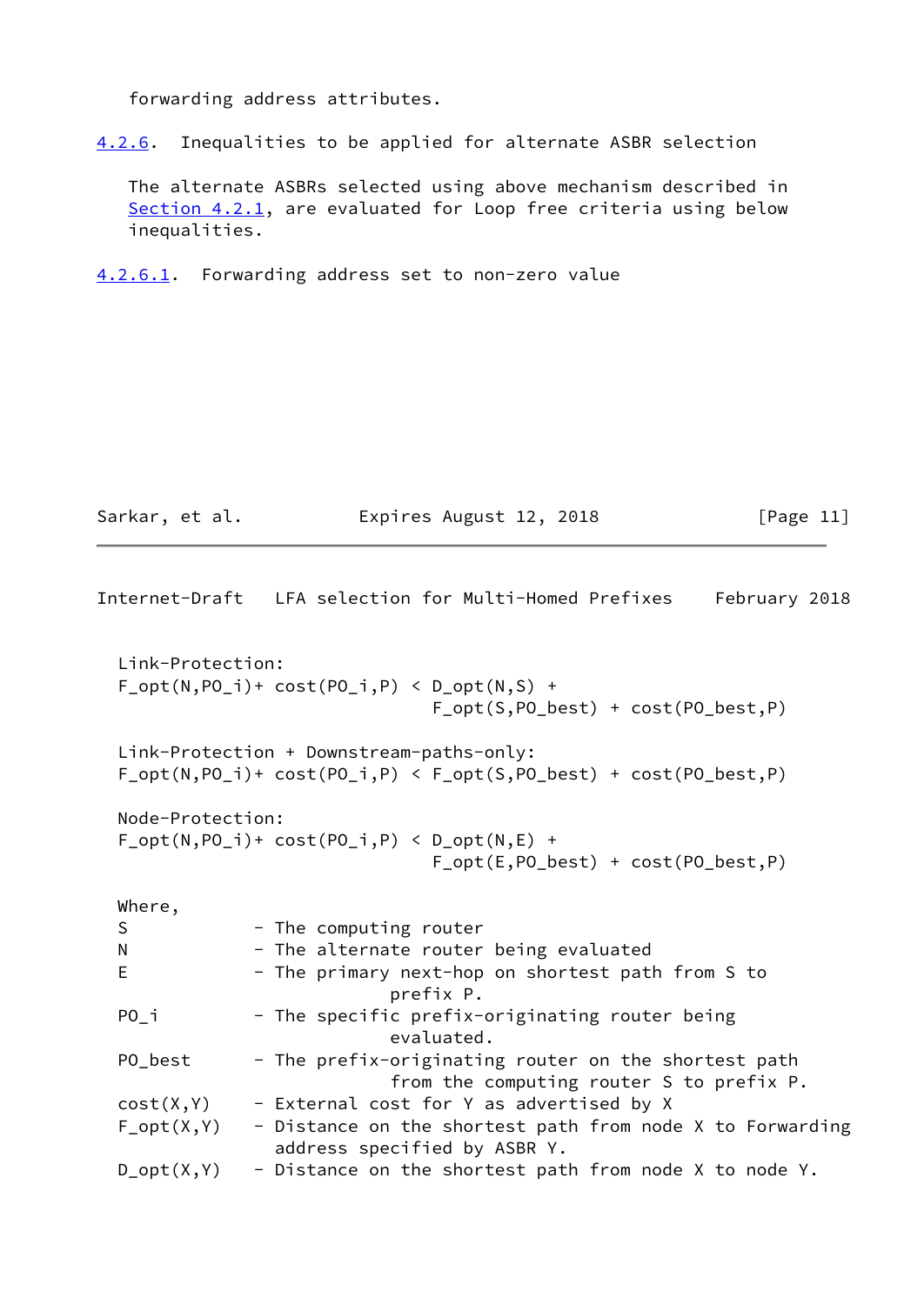forwarding address attributes.

#### 4.2.6. Inequalities to be applied for alternate ASBR selection

The alternate ASBRs selected using above mechanism described in Section 4.2.1, are evaluated for Loop free criteria using below inequalities.

##### 4.2.6.1. Forwarding address set to non-zero value

Link-Protection:

$$F\_opt(N,PO\_i) + cost(PO\_i,P) < D\_opt(N,S) + F\_opt(S,PO\_best) + cost(PO\_best,P)$$

Link-Protection + Downstream-paths-only:

$$F\_opt(N,PO\_i) + cost(PO\_i,P) < F\_opt(S,PO\_best) + cost(PO\_best,P)$$

Node-Protection:

$$F\_opt(N,PO\_i) + cost(PO\_i,P) < D\_opt(N,E) + F\_opt(E,PO\_best) + cost(PO\_best,P)$$

Where,

- S - The computing router
- N - The alternate router being evaluated
- E - The primary next-hop on shortest path from S to prefix P.
- PO_i - The specific prefix-originating router being evaluated.
- PO_best - The prefix-originating router on the shortest path from the computing router S to prefix P.
- cost(X,Y) - External cost for Y as advertised by X
- F_opt(X,Y) - Distance on the shortest path from node X to Forwarding address specified by ASBR Y.
- D_opt(X,Y) - Distance on the shortest path from node X to node Y.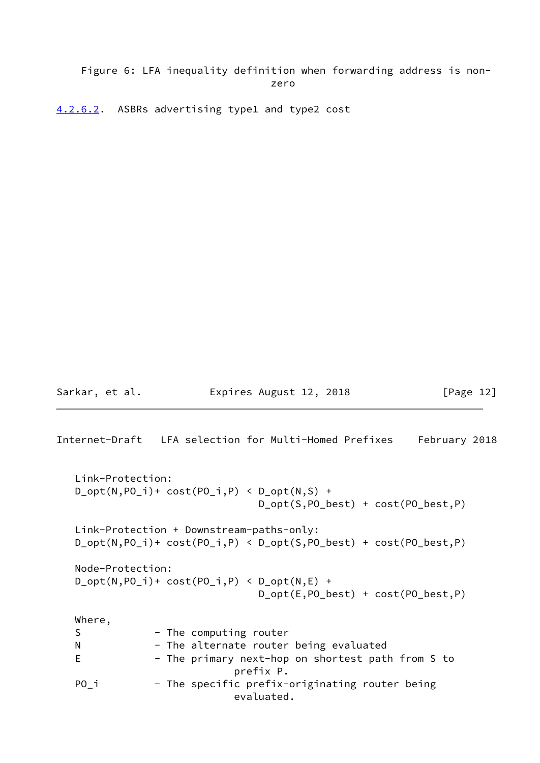Figure 6: LFA inequality definition when forwarding address is non-zero

#### 4.2.6.2. ASBRs advertising type1 and type2 cost

```
Link-Protection:
D_opt(N,PO_i)+ cost(PO_i,P) < D_opt(N,S) +
                              D_opt(S,PO_best) + cost(PO_best,P)

Link-Protection + Downstream-paths-only:
D_opt(N,PO_i)+ cost(PO_i,P) < D_opt(S,PO_best) + cost(PO_best,P)

Node-Protection:
D_opt(N,PO_i)+ cost(PO_i,P) < D_opt(N,E) +
                              D_opt(E,PO_best) + cost(PO_best,P)

Where,
S            - The computing router
N            - The alternate router being evaluated
E            - The primary next-hop on shortest path from S to
                        prefix P.
PO_i         - The specific prefix-originating router being
                        evaluated.
```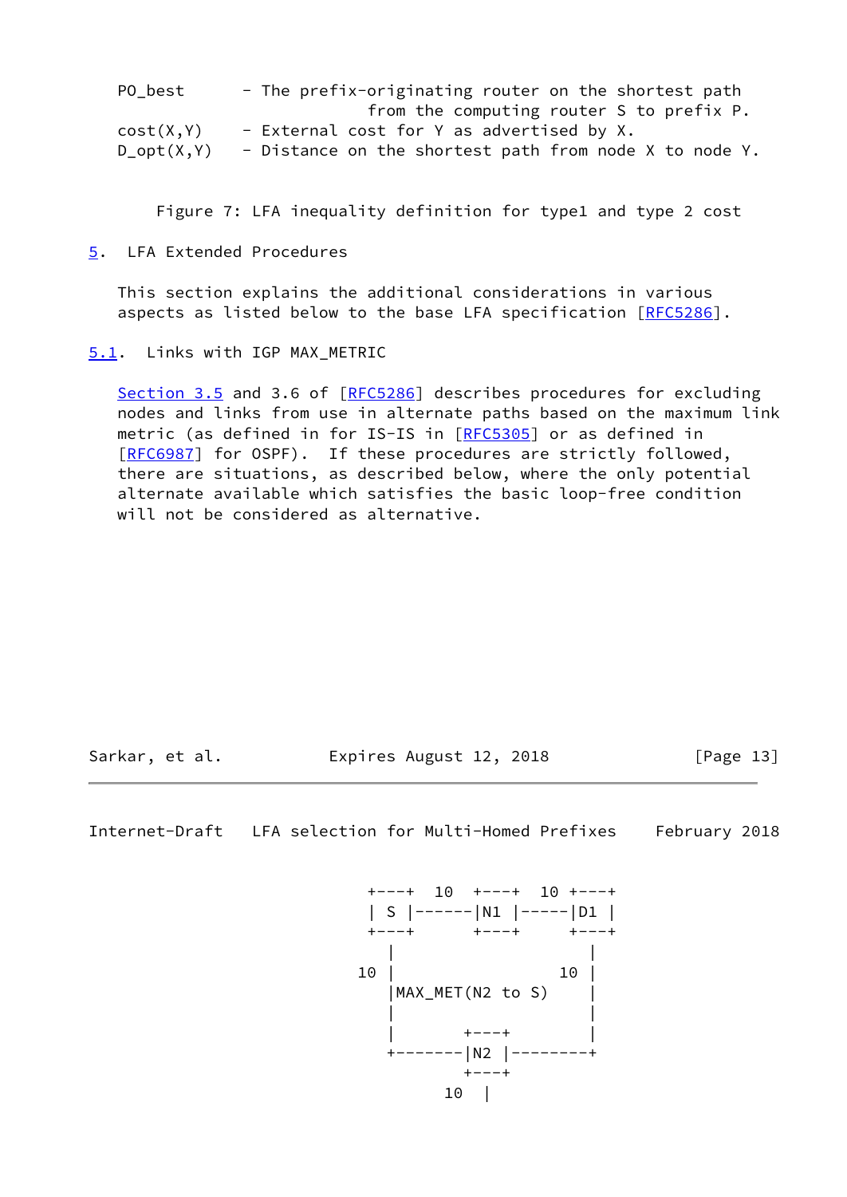```
PO_best      - The prefix-originating router on the shortest path
                       from the computing router S to prefix P.
cost(X,Y)    - External cost for Y as advertised by X.
D_opt(X,Y)   - Distance on the shortest path from node X to node Y.
```

Figure 7: LFA inequality definition for type1 and type 2 cost

## 5. LFA Extended Procedures

This section explains the additional considerations in various aspects as listed below to the base LFA specification [RFC5286].

### 5.1. Links with IGP MAX_METRIC

Section 3.5 and 3.6 of [RFC5286] describes procedures for excluding nodes and links from use in alternate paths based on the maximum link metric (as defined in for IS-IS in [RFC5305] or as defined in [RFC6987] for OSPF). If these procedures are strictly followed, there are situations, as described below, where the only potential alternate available which satisfies the basic loop-free condition will not be considered as alternative.

```
               +---+  10  +---+  10 +---+
               | S |------|N1 |-----|D1 |
               +---+      +---+     +---+
                 |                    |
              10 |                 10 |
                 |MAX_MET(N2 to S)    |
                 |                    |
                 |       +---+        |
                 +-------|N2 |--------+
                         +---+
                      10   |
```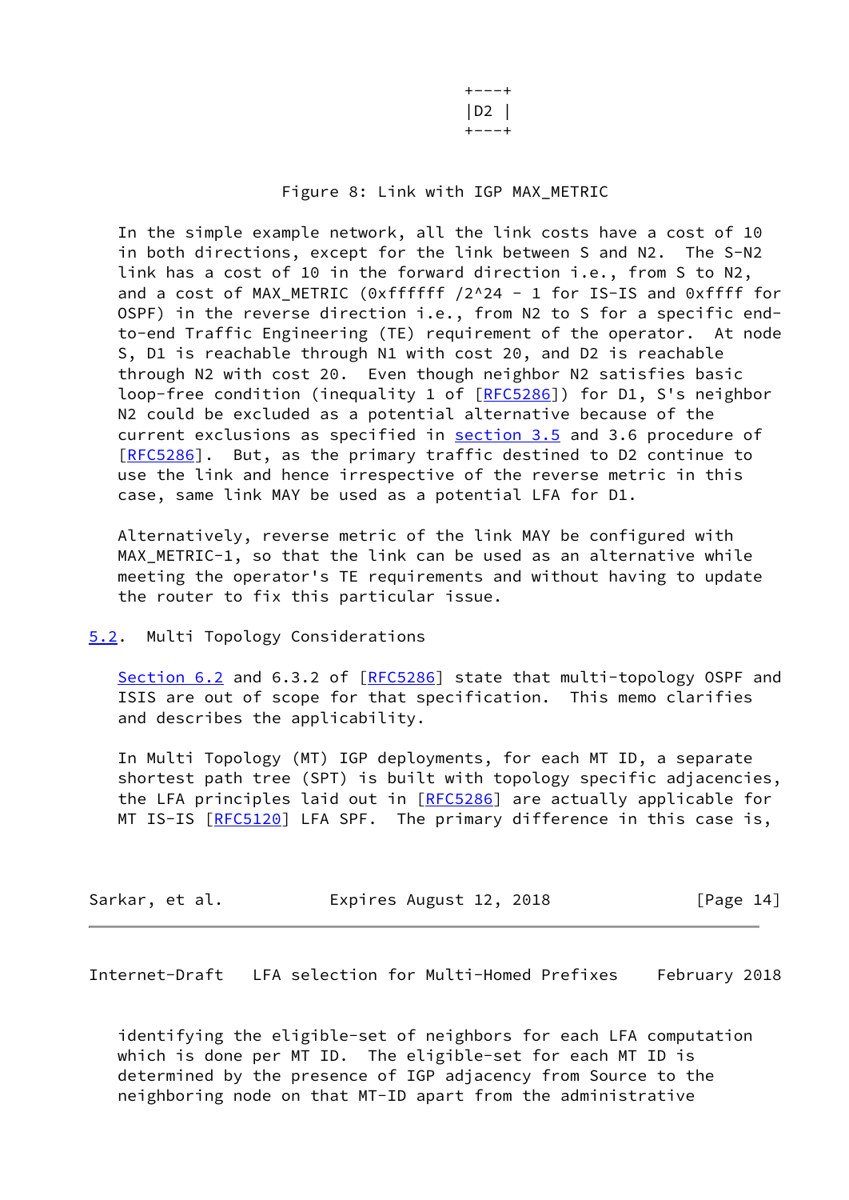```
                                +---+
                                |D2 |
                                +---+
```

Figure 8: Link with IGP MAX_METRIC

In the simple example network, all the link costs have a cost of 10 in both directions, except for the link between S and N2. The S-N2 link has a cost of 10 in the forward direction i.e., from S to N2, and a cost of MAX_METRIC (0xffffff /2^24 - 1 for IS-IS and 0xffff for OSPF) in the reverse direction i.e., from N2 to S for a specific end-to-end Traffic Engineering (TE) requirement of the operator. At node S, D1 is reachable through N1 with cost 20, and D2 is reachable through N2 with cost 20. Even though neighbor N2 satisfies basic loop-free condition (inequality 1 of [RFC5286]) for D1, S's neighbor N2 could be excluded as a potential alternative because of the current exclusions as specified in section 3.5 and 3.6 procedure of [RFC5286]. But, as the primary traffic destined to D2 continue to use the link and hence irrespective of the reverse metric in this case, same link MAY be used as a potential LFA for D1.

Alternatively, reverse metric of the link MAY be configured with MAX_METRIC-1, so that the link can be used as an alternative while meeting the operator's TE requirements and without having to update the router to fix this particular issue.

## 5.2. Multi Topology Considerations

Section 6.2 and 6.3.2 of [RFC5286] state that multi-topology OSPF and ISIS are out of scope for that specification. This memo clarifies and describes the applicability.

In Multi Topology (MT) IGP deployments, for each MT ID, a separate shortest path tree (SPT) is built with topology specific adjacencies, the LFA principles laid out in [RFC5286] are actually applicable for MT IS-IS [RFC5120] LFA SPF. The primary difference in this case is, identifying the eligible-set of neighbors for each LFA computation which is done per MT ID. The eligible-set for each MT ID is determined by the presence of IGP adjacency from Source to the neighboring node on that MT-ID apart from the administrative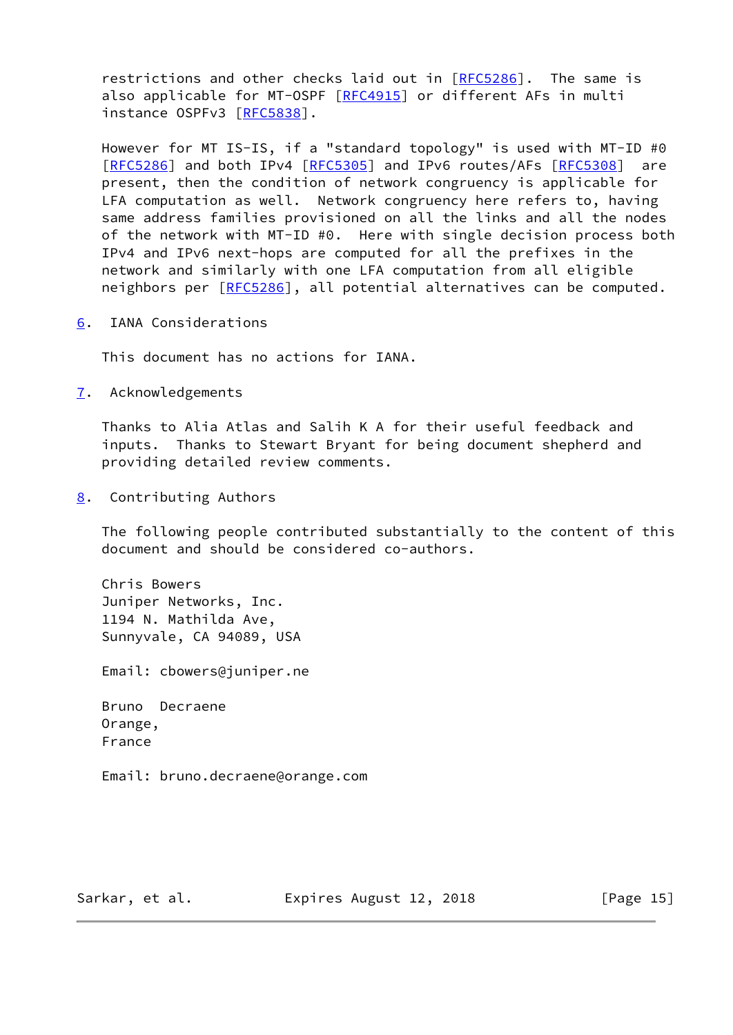restrictions and other checks laid out in [RFC5286]. The same is also applicable for MT-OSPF [RFC4915] or different AFs in multi instance OSPFv3 [RFC5838].

However for MT IS-IS, if a "standard topology" is used with MT-ID #0 [RFC5286] and both IPv4 [RFC5305] and IPv6 routes/AFs [RFC5308] are present, then the condition of network congruency is applicable for LFA computation as well. Network congruency here refers to, having same address families provisioned on all the links and all the nodes of the network with MT-ID #0. Here with single decision process both IPv4 and IPv6 next-hops are computed for all the prefixes in the network and similarly with one LFA computation from all eligible neighbors per [RFC5286], all potential alternatives can be computed.

## 6. IANA Considerations

This document has no actions for IANA.

## 7. Acknowledgements

Thanks to Alia Atlas and Salih K A for their useful feedback and inputs. Thanks to Stewart Bryant for being document shepherd and providing detailed review comments.

## 8. Contributing Authors

The following people contributed substantially to the content of this document and should be considered co-authors.

Chris Bowers
Juniper Networks, Inc.
1194 N. Mathilda Ave,
Sunnyvale, CA 94089, USA

Email: cbowers@juniper.ne

Bruno Decraene
Orange,
France

Email: bruno.decraene@orange.com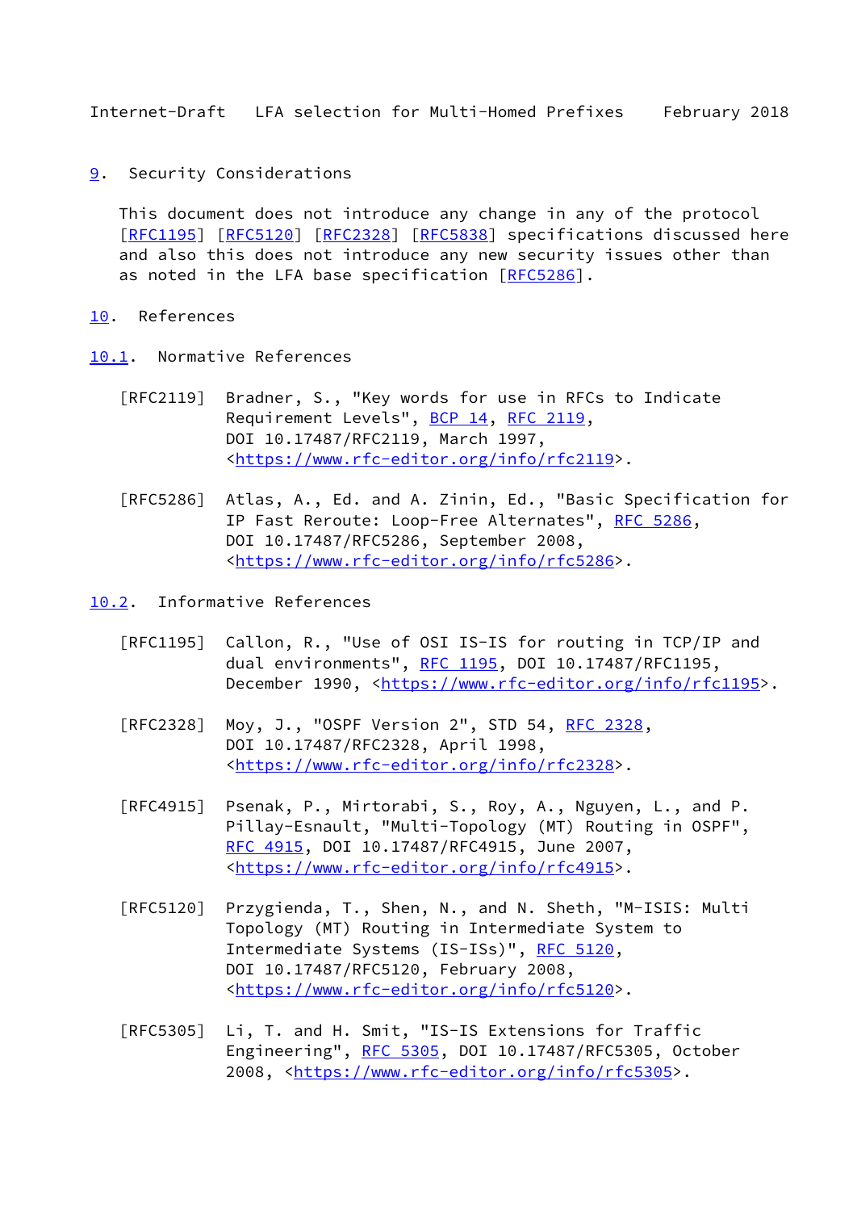## 9. Security Considerations

This document does not introduce any change in any of the protocol [RFC1195] [RFC5120] [RFC2328] [RFC5838] specifications discussed here and also this does not introduce any new security issues other than as noted in the LFA base specification [RFC5286].

## 10. References

### 10.1. Normative References

[RFC2119] Bradner, S., "Key words for use in RFCs to Indicate Requirement Levels", BCP 14, RFC 2119, DOI 10.17487/RFC2119, March 1997, <https://www.rfc-editor.org/info/rfc2119>.

[RFC5286] Atlas, A., Ed. and A. Zinin, Ed., "Basic Specification for IP Fast Reroute: Loop-Free Alternates", RFC 5286, DOI 10.17487/RFC5286, September 2008, <https://www.rfc-editor.org/info/rfc5286>.

### 10.2. Informative References

[RFC1195] Callon, R., "Use of OSI IS-IS for routing in TCP/IP and dual environments", RFC 1195, DOI 10.17487/RFC1195, December 1990, <https://www.rfc-editor.org/info/rfc1195>.

[RFC2328] Moy, J., "OSPF Version 2", STD 54, RFC 2328, DOI 10.17487/RFC2328, April 1998, <https://www.rfc-editor.org/info/rfc2328>.

[RFC4915] Psenak, P., Mirtorabi, S., Roy, A., Nguyen, L., and P. Pillay-Esnault, "Multi-Topology (MT) Routing in OSPF", RFC 4915, DOI 10.17487/RFC4915, June 2007, <https://www.rfc-editor.org/info/rfc4915>.

[RFC5120] Przygienda, T., Shen, N., and N. Sheth, "M-ISIS: Multi Topology (MT) Routing in Intermediate System to Intermediate Systems (IS-ISs)", RFC 5120, DOI 10.17487/RFC5120, February 2008, <https://www.rfc-editor.org/info/rfc5120>.

[RFC5305] Li, T. and H. Smit, "IS-IS Extensions for Traffic Engineering", RFC 5305, DOI 10.17487/RFC5305, October 2008, <https://www.rfc-editor.org/info/rfc5305>.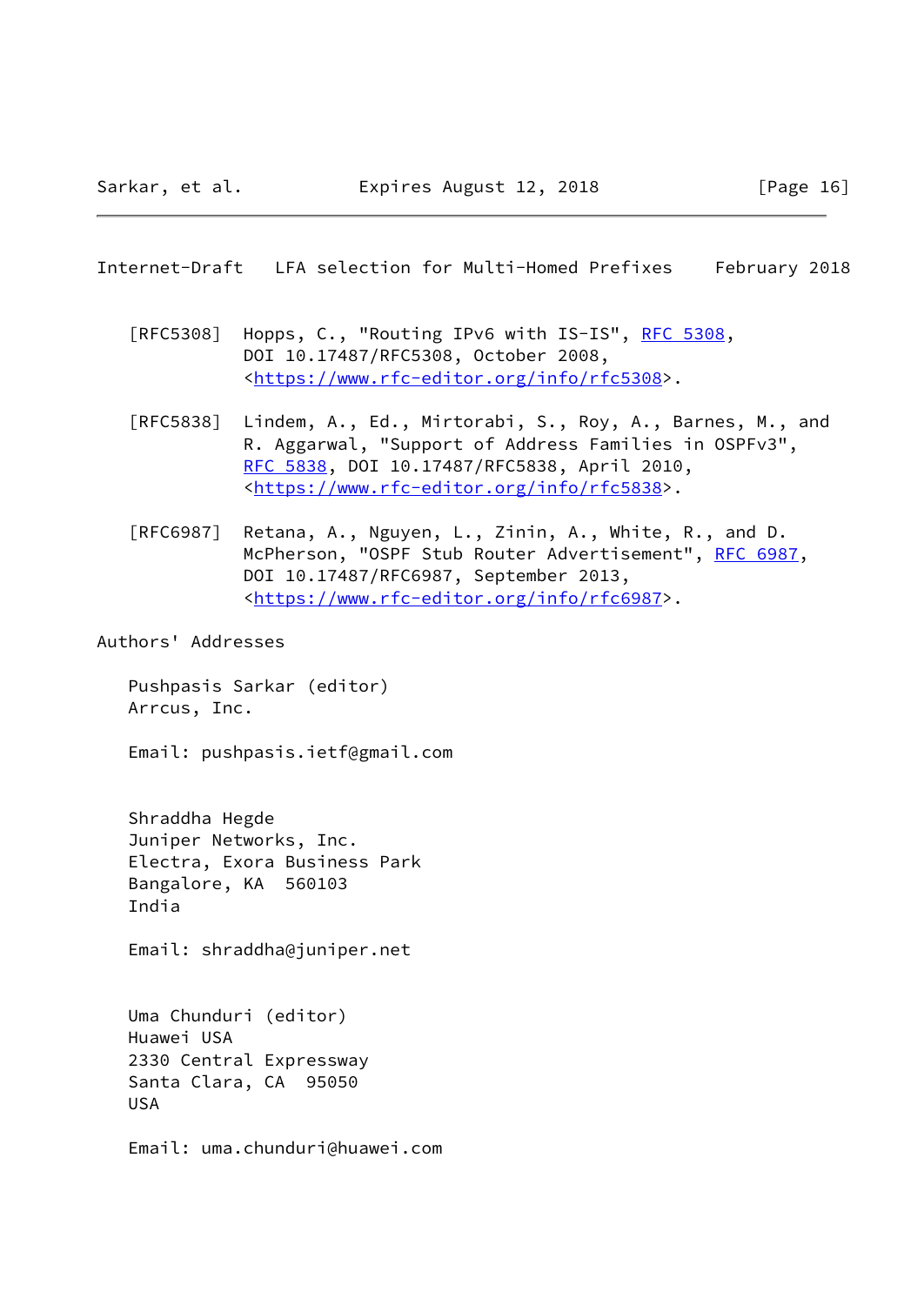[RFC5308] Hopps, C., "Routing IPv6 with IS-IS", RFC 5308, DOI 10.17487/RFC5308, October 2008, <https://www.rfc-editor.org/info/rfc5308>.

[RFC5838] Lindem, A., Ed., Mirtorabi, S., Roy, A., Barnes, M., and R. Aggarwal, "Support of Address Families in OSPFv3", RFC 5838, DOI 10.17487/RFC5838, April 2010, <https://www.rfc-editor.org/info/rfc5838>.

[RFC6987] Retana, A., Nguyen, L., Zinin, A., White, R., and D. McPherson, "OSPF Stub Router Advertisement", RFC 6987, DOI 10.17487/RFC6987, September 2013, <https://www.rfc-editor.org/info/rfc6987>.

## Authors' Addresses

Pushpasis Sarkar (editor)
Arrcus, Inc.

Email: pushpasis.ietf@gmail.com

Shraddha Hegde
Juniper Networks, Inc.
Electra, Exora Business Park
Bangalore, KA  560103
India

Email: shraddha@juniper.net

Uma Chunduri (editor)
Huawei USA
2330 Central Expressway
Santa Clara, CA  95050
USA

Email: uma.chunduri@huawei.com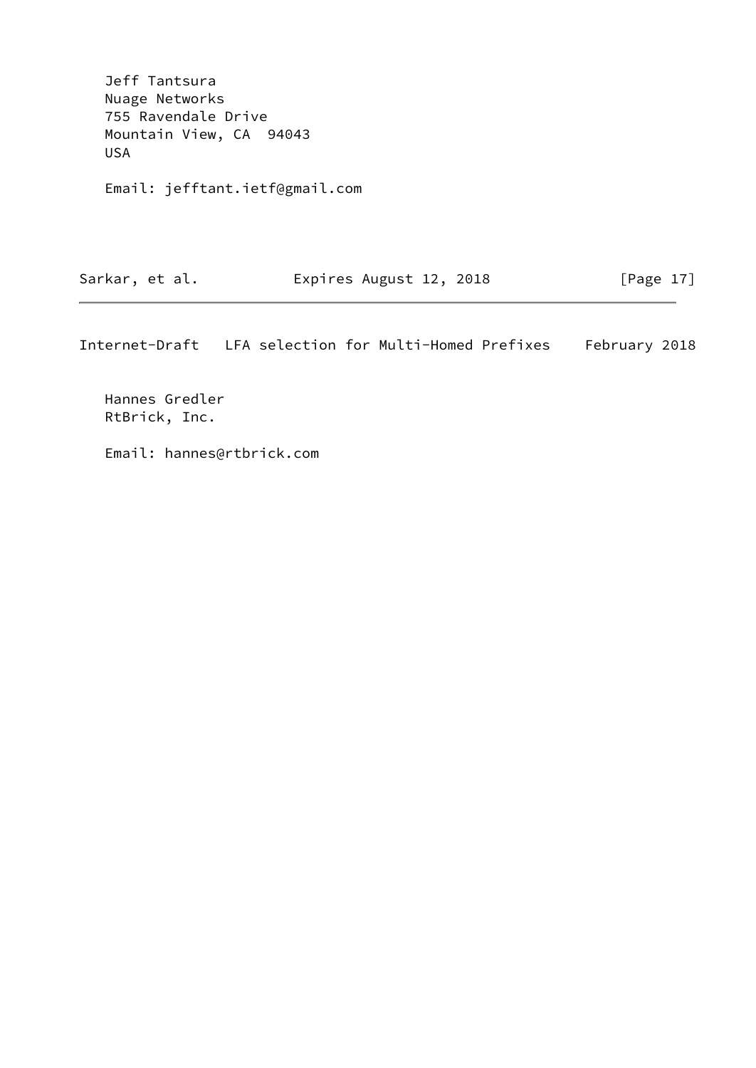Jeff Tantsura
Nuage Networks
755 Ravendale Drive
Mountain View, CA 94043
USA

Email: jefftant.ietf@gmail.com

Hannes Gredler
RtBrick, Inc.

Email: hannes@rtbrick.com